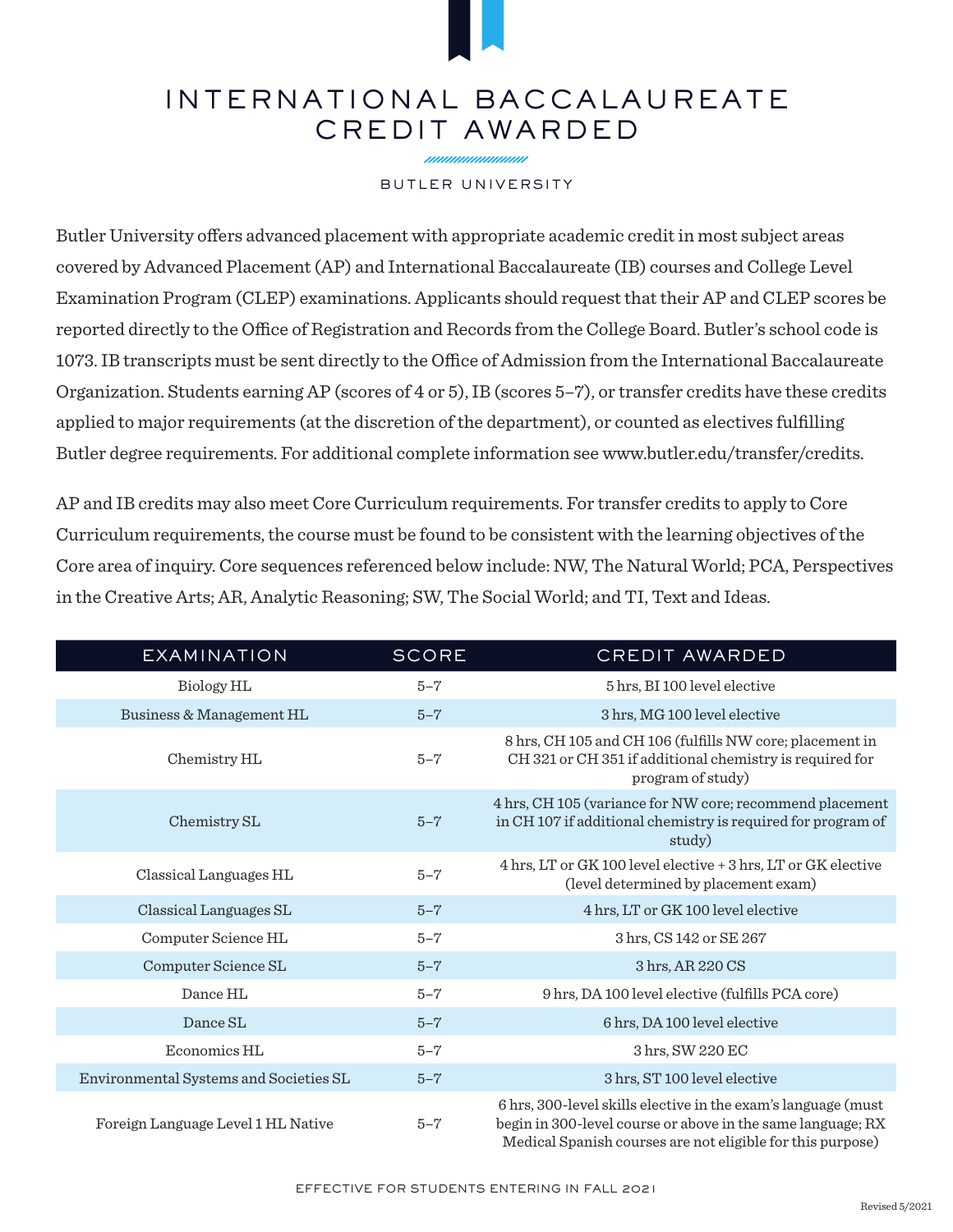# INTERNATIONAL BACCALAUREATE CREDIT AWARDED

BUTLER UNIVERSITY

Butler University offers advanced placement with appropriate academic credit in most subject areas covered by Advanced Placement (AP) and International Baccalaureate (IB) courses and College Level Examination Program (CLEP) examinations. Applicants should request that their AP and CLEP scores be reported directly to the Office of Registration and Records from the College Board. Butler's school code is 1073. IB transcripts must be sent directly to the Office of Admission from the International Baccalaureate Organization. Students earning AP (scores of 4 or 5), IB (scores 5–7), or transfer credits have these credits applied to major requirements (at the discretion of the department), or counted as electives fulfilling Butler degree requirements. For additional complete information see www.butler.edu/transfer/credits.

AP and IB credits may also meet Core Curriculum requirements. For transfer credits to apply to Core Curriculum requirements, the course must be found to be consistent with the learning objectives of the Core area of inquiry. Core sequences referenced below include: NW, The Natural World; PCA, Perspectives in the Creative Arts; AR, Analytic Reasoning; SW, The Social World; and TI, Text and Ideas.

| EXAMINATION | SCORE | CREDIT AWARDED |
|---|---|---|
| Biology HL | 5–7 | 5 hrs, BI 100 level elective |
| Business & Management HL | 5–7 | 3 hrs, MG 100 level elective |
| Chemistry HL | 5–7 | 8 hrs, CH 105 and CH 106 (fulfills NW core; placement in CH 321 or CH 351 if additional chemistry is required for program of study) |
| Chemistry SL | 5–7 | 4 hrs, CH 105 (variance for NW core; recommend placement in CH 107 if additional chemistry is required for program of study) |
| Classical Languages HL | 5–7 | 4 hrs, LT or GK 100 level elective + 3 hrs, LT or GK elective (level determined by placement exam) |
| Classical Languages SL | 5–7 | 4 hrs, LT or GK 100 level elective |
| Computer Science HL | 5–7 | 3 hrs, CS 142 or SE 267 |
| Computer Science SL | 5–7 | 3 hrs, AR 220 CS |
| Dance HL | 5–7 | 9 hrs, DA 100 level elective (fulfills PCA core) |
| Dance SL | 5–7 | 6 hrs, DA 100 level elective |
| Economics HL | 5–7 | 3 hrs, SW 220 EC |
| Environmental Systems and Societies SL | 5–7 | 3 hrs, ST 100 level elective |
| Foreign Language Level 1 HL Native | 5–7 | 6 hrs, 300-level skills elective in the exam's language (must begin in 300-level course or above in the same language; RX Medical Spanish courses are not eligible for this purpose) |

EFFECTIVE FOR STUDENTS ENTERING IN FALL 2021

Revised 5/2021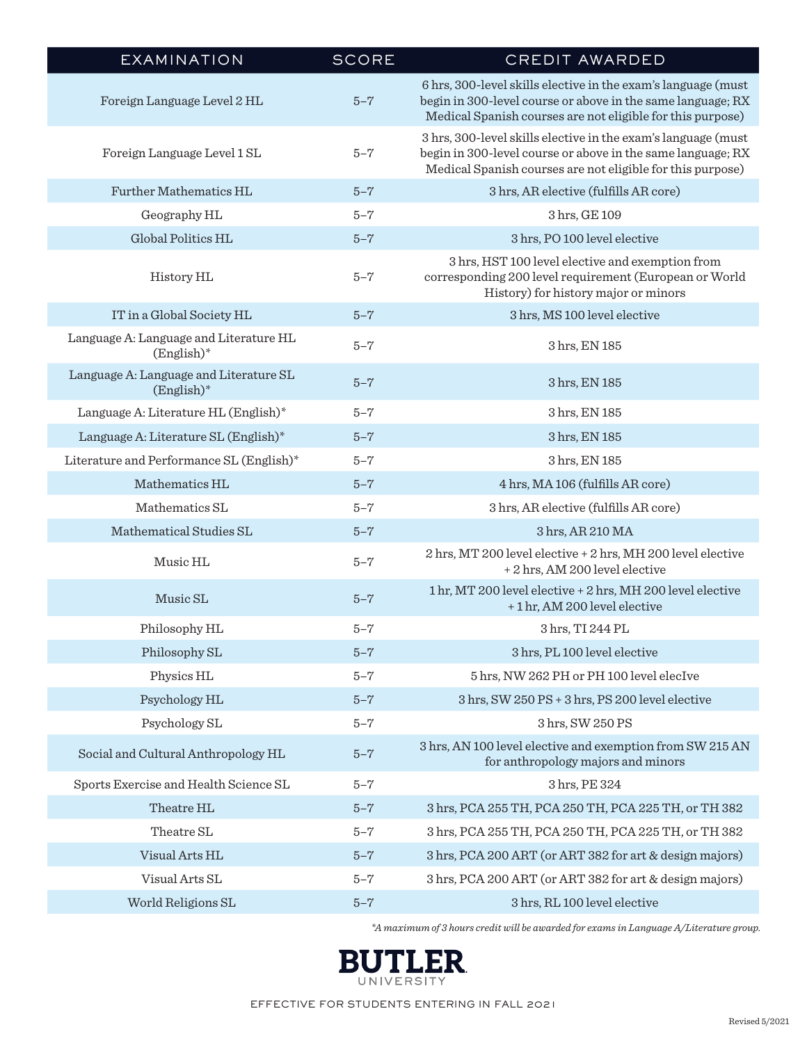| EXAMINATION | SCORE | CREDIT AWARDED |
|---|---|---|
| Foreign Language Level 2 HL | 5–7 | 6 hrs, 300-level skills elective in the exam's language (must begin in 300-level course or above in the same language; RX Medical Spanish courses are not eligible for this purpose) |
| Foreign Language Level 1 SL | 5–7 | 3 hrs, 300-level skills elective in the exam's language (must begin in 300-level course or above in the same language; RX Medical Spanish courses are not eligible for this purpose) |
| Further Mathematics HL | 5–7 | 3 hrs, AR elective (fulfills AR core) |
| Geography HL | 5–7 | 3 hrs, GE 109 |
| Global Politics HL | 5–7 | 3 hrs, PO 100 level elective |
| History HL | 5–7 | 3 hrs, HST 100 level elective and exemption from corresponding 200 level requirement (European or World History) for history major or minors |
| IT in a Global Society HL | 5–7 | 3 hrs, MS 100 level elective |
| Language A: Language and Literature HL (English)* | 5–7 | 3 hrs, EN 185 |
| Language A: Language and Literature SL (English)* | 5–7 | 3 hrs, EN 185 |
| Language A: Literature HL (English)* | 5–7 | 3 hrs, EN 185 |
| Language A: Literature SL (English)* | 5–7 | 3 hrs, EN 185 |
| Literature and Performance SL (English)* | 5–7 | 3 hrs, EN 185 |
| Mathematics HL | 5–7 | 4 hrs, MA 106 (fulfills AR core) |
| Mathematics SL | 5–7 | 3 hrs, AR elective (fulfills AR core) |
| Mathematical Studies SL | 5–7 | 3 hrs, AR 210 MA |
| Music HL | 5–7 | 2 hrs, MT 200 level elective + 2 hrs, MH 200 level elective + 2 hrs, AM 200 level elective |
| Music SL | 5–7 | 1 hr, MT 200 level elective + 2 hrs, MH 200 level elective + 1 hr, AM 200 level elective |
| Philosophy HL | 5–7 | 3 hrs, TI 244 PL |
| Philosophy SL | 5–7 | 3 hrs, PL 100 level elective |
| Physics HL | 5–7 | 5 hrs, NW 262 PH or PH 100 level elecIve |
| Psychology HL | 5–7 | 3 hrs, SW 250 PS + 3 hrs, PS 200 level elective |
| Psychology SL | 5–7 | 3 hrs, SW 250 PS |
| Social and Cultural Anthropology HL | 5–7 | 3 hrs, AN 100 level elective and exemption from SW 215 AN for anthropology majors and minors |
| Sports Exercise and Health Science SL | 5–7 | 3 hrs, PE 324 |
| Theatre HL | 5–7 | 3 hrs, PCA 255 TH, PCA 250 TH, PCA 225 TH, or TH 382 |
| Theatre SL | 5–7 | 3 hrs, PCA 255 TH, PCA 250 TH, PCA 225 TH, or TH 382 |
| Visual Arts HL | 5–7 | 3 hrs, PCA 200 ART (or ART 382 for art & design majors) |
| Visual Arts SL | 5–7 | 3 hrs, PCA 200 ART (or ART 382 for art & design majors) |
| World Religions SL | 5–7 | 3 hrs, RL 100 level elective |

*\*A maximum of 3 hours credit will be awarded for exams in Language A/Literature group.*

**BUTLER** UNIVERSITY

EFFECTIVE FOR STUDENTS ENTERING IN FALL 2021

Revised 5/2021